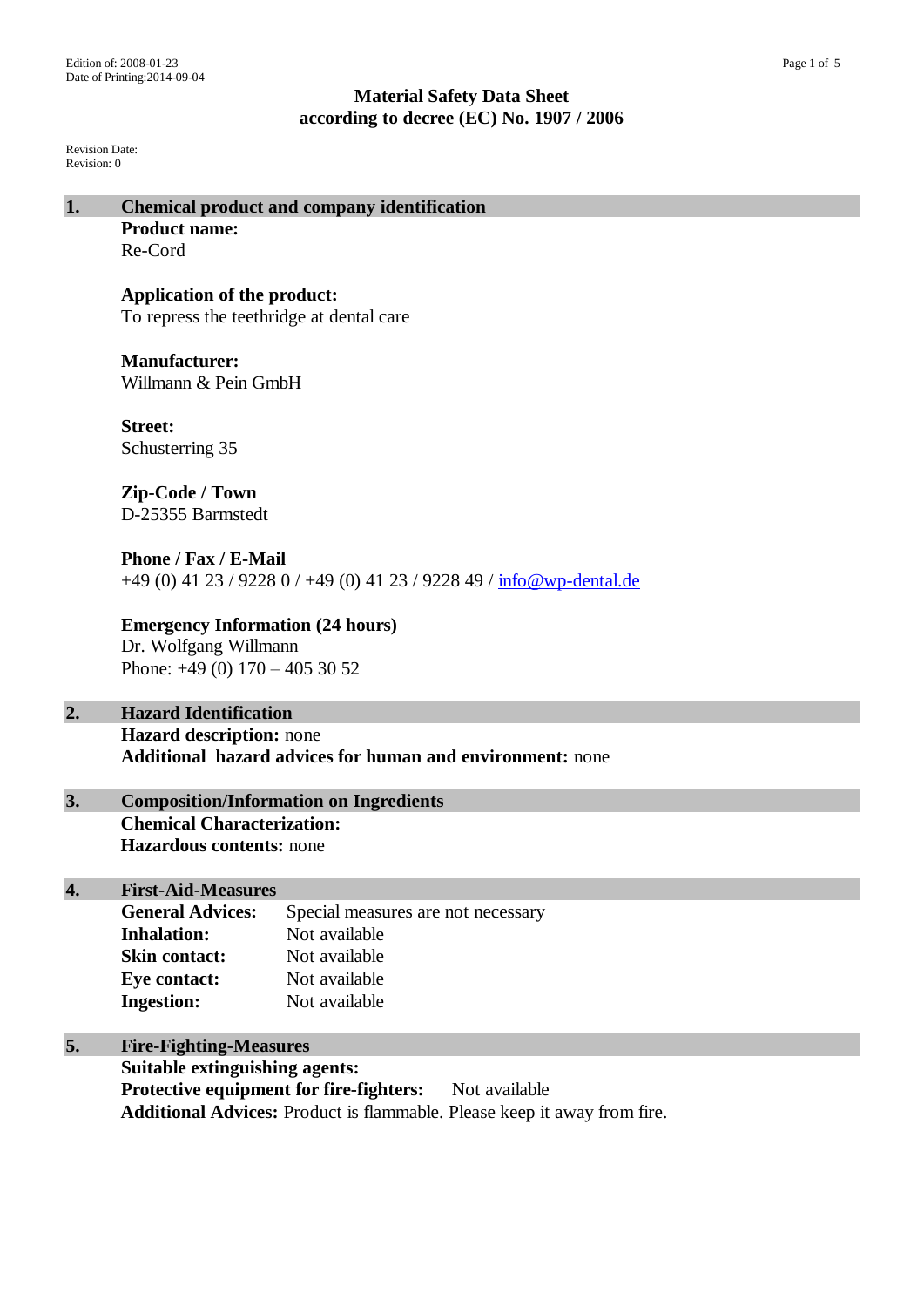Edition of: 2008-01-23
Date of Printing:2014-09-04

# Material Safety Data Sheet
# according to decree (EC) No. 1907 / 2006

Revision Date:
Revision: 0

## 1. Chemical product and company identification

**Product name:**
Re-Cord

**Application of the product:**
To repress the teethridge at dental care

**Manufacturer:**
Willmann & Pein GmbH

**Street:**
Schusterring 35

**Zip-Code / Town**
D-25355 Barmstedt

**Phone / Fax / E-Mail**
+49 (0) 41 23 / 9228 0 / +49 (0) 41 23 / 9228 49 / info@wp-dental.de

**Emergency Information (24 hours)**
Dr. Wolfgang Willmann
Phone: +49 (0) 170 – 405 30 52

## 2. Hazard Identification

**Hazard description:** none
**Additional hazard advices for human and environment:** none

## 3. Composition/Information on Ingredients

**Chemical Characterization:**
**Hazardous contents:** none

## 4. First-Aid-Measures

| | |
|---|---|
| **General Advices:** | Special measures are not necessary |
| **Inhalation:** | Not available |
| **Skin contact:** | Not available |
| **Eye contact:** | Not available |
| **Ingestion:** | Not available |

## 5. Fire-Fighting-Measures

**Suitable extinguishing agents:**
**Protective equipment for fire-fighters:** Not available
**Additional Advices:** Product is flammable. Please keep it away from fire.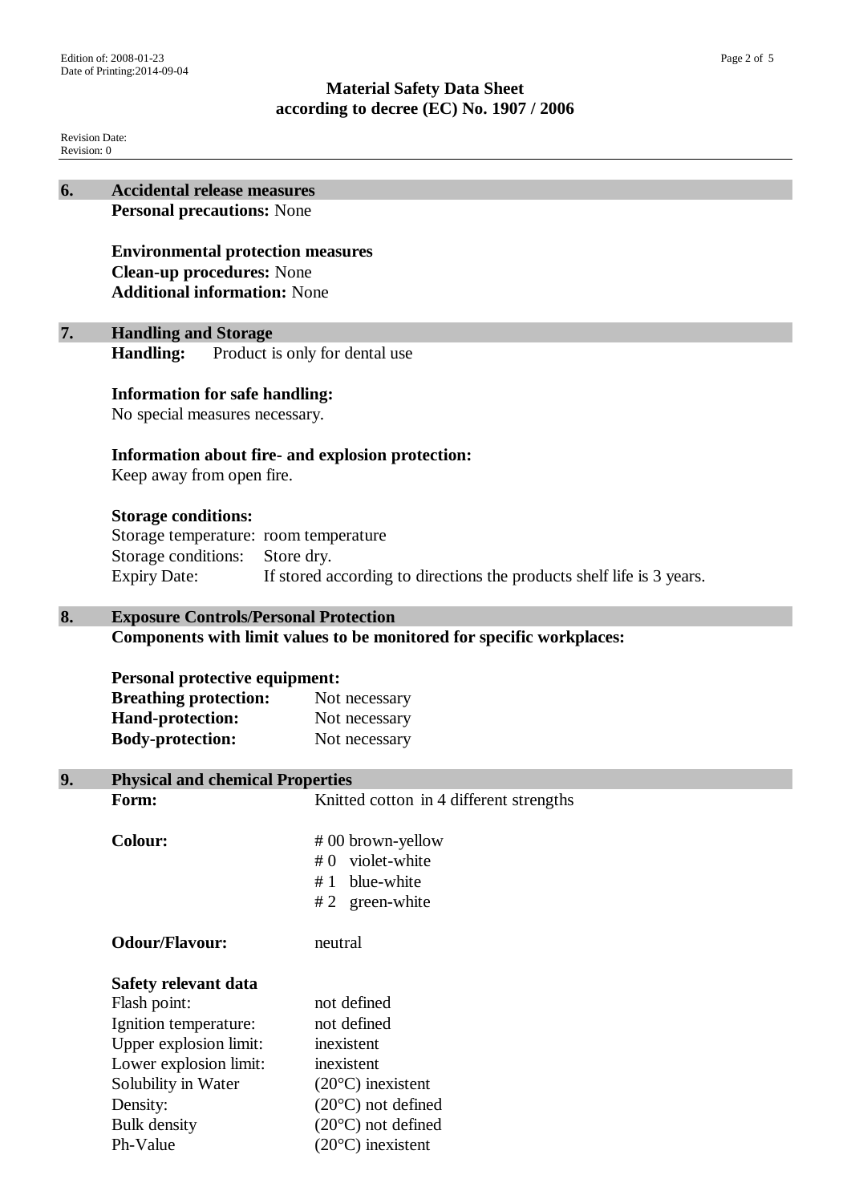## 6. Accidental release measures

**Personal precautions:** None

**Environmental protection measures**
**Clean-up procedures:** None
**Additional information:** None

## 7. Handling and Storage

**Handling:** Product is only for dental use

**Information for safe handling:**
No special measures necessary.

**Information about fire- and explosion protection:**
Keep away from open fire.

**Storage conditions:**

| | |
|---|---|
| Storage temperature: | room temperature |
| Storage conditions: | Store dry. |
| Expiry Date: | If stored according to directions the products shelf life is 3 years. |

## 8. Exposure Controls/Personal Protection

**Components with limit values to be monitored for specific workplaces:**

**Personal protective equipment:**

| | |
|---|---|
| **Breathing protection:** | Not necessary |
| **Hand-protection:** | Not necessary |
| **Body-protection:** | Not necessary |

## 9. Physical and chemical Properties

| | |
|---|---|
| **Form:** | Knitted cotton in 4 different strengths |
| **Colour:** | # 00 brown-yellow<br># 0 violet-white<br># 1 blue-white<br># 2 green-white |
| **Odour/Flavour:** | neutral |

**Safety relevant data**

| | |
|---|---|
| Flash point: | not defined |
| Ignition temperature: | not defined |
| Upper explosion limit: | inexistent |
| Lower explosion limit: | inexistent |
| Solubility in Water | (20°C) inexistent |
| Density: | (20°C) not defined |
| Bulk density | (20°C) not defined |
| Ph-Value | (20°C) inexistent |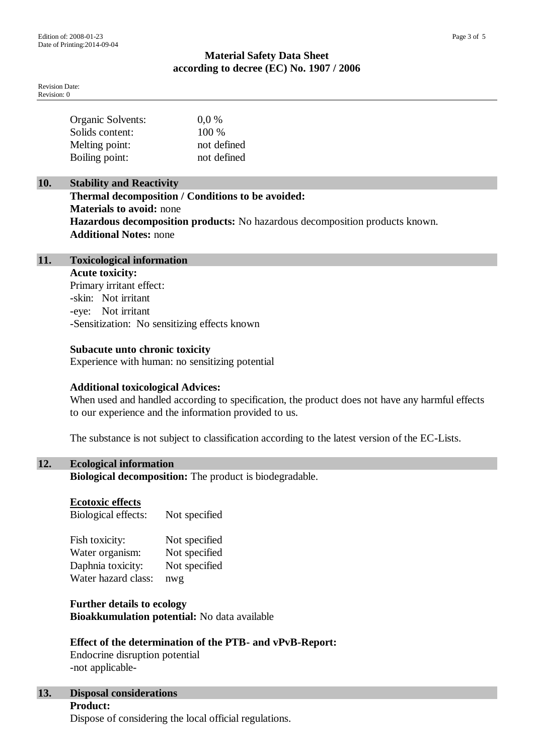| | |
|---|---|
| Organic Solvents: | 0,0 % |
| Solids content: | 100 % |
| Melting point: | not defined |
| Boiling point: | not defined |

## 10. Stability and Reactivity

**Thermal decomposition / Conditions to be avoided:**
**Materials to avoid:** none
**Hazardous decomposition products:** No hazardous decomposition products known.
**Additional Notes:** none

## 11. Toxicological information

**Acute toxicity:**
Primary irritant effect:
-skin: Not irritant
-eye: Not irritant
-Sensitization: No sensitizing effects known

**Subacute unto chronic toxicity**
Experience with human: no sensitizing potential

**Additional toxicological Advices:**
When used and handled according to specification, the product does not have any harmful effects to our experience and the information provided to us.

The substance is not subject to classification according to the latest version of the EC-Lists.

## 12. Ecological information

**Biological decomposition:** The product is biodegradable.

**Ecotoxic effects**

| | |
|---|---|
| Biological effects: | Not specified |
| Fish toxicity: | Not specified |
| Water organism: | Not specified |
| Daphnia toxicity: | Not specified |
| Water hazard class: | nwg |

**Further details to ecology**
**Bioakkumulation potential:** No data available

**Effect of the determination of the PTB- and vPvB-Report:**
Endocrine disruption potential
-not applicable-

## 13. Disposal considerations

**Product:**
Dispose of considering the local official regulations.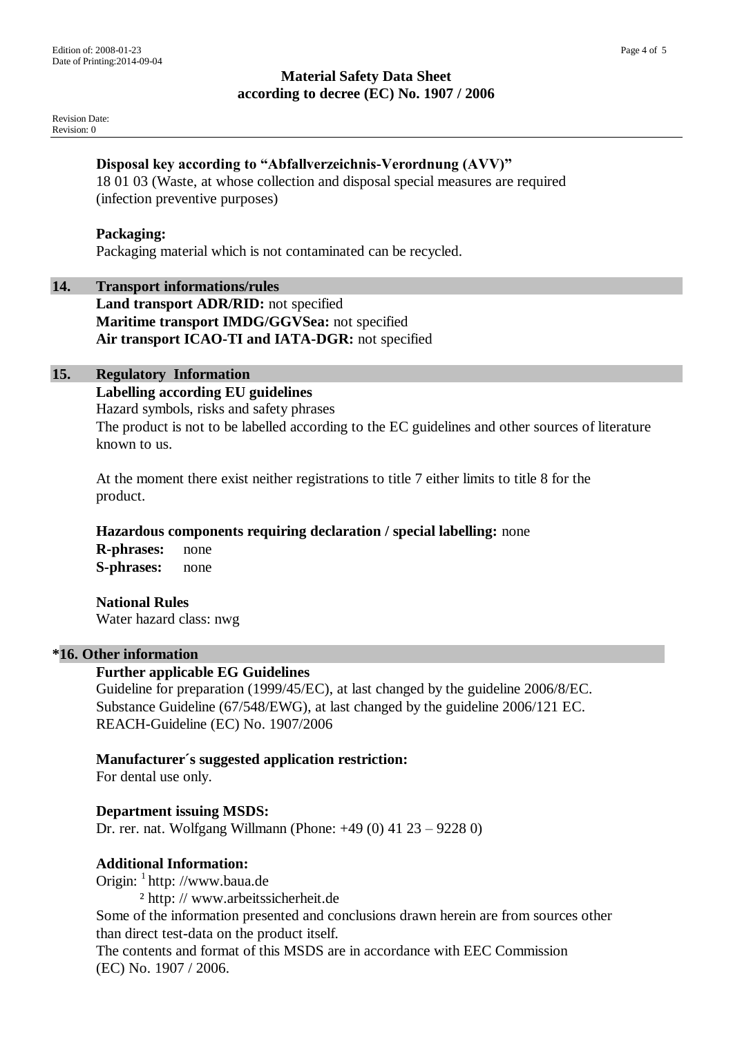**Disposal key according to "Abfallverzeichnis-Verordnung (AVV)"**
18 01 03 (Waste, at whose collection and disposal special measures are required (infection preventive purposes)

**Packaging:**
Packaging material which is not contaminated can be recycled.

## 14. Transport informations/rules

**Land transport ADR/RID:** not specified
**Maritime transport IMDG/GGVSea:** not specified
**Air transport ICAO-TI and IATA-DGR:** not specified

## 15. Regulatory Information

**Labelling according EU guidelines**
Hazard symbols, risks and safety phrases
The product is not to be labelled according to the EC guidelines and other sources of literature known to us.

At the moment there exist neither registrations to title 7 either limits to title 8 for the product.

**Hazardous components requiring declaration / special labelling:** none
**R-phrases:** none
**S-phrases:** none

**National Rules**
Water hazard class: nwg

## *16. Other information

**Further applicable EG Guidelines**
Guideline for preparation (1999/45/EC), at last changed by the guideline 2006/8/EC.
Substance Guideline (67/548/EWG), at last changed by the guideline 2006/121 EC.
REACH-Guideline (EC) No. 1907/2006

**Manufacturer´s suggested application restriction:**
For dental use only.

**Department issuing MSDS:**
Dr. rer. nat. Wolfgang Willmann (Phone: +49 (0) 41 23 – 9228 0)

**Additional Information:**
Origin: [1] http: //www.baua.de
[2] http: // www.arbeitssicherheit.de
Some of the information presented and conclusions drawn herein are from sources other than direct test-data on the product itself.
The contents and format of this MSDS are in accordance with EEC Commission (EC) No. 1907 / 2006.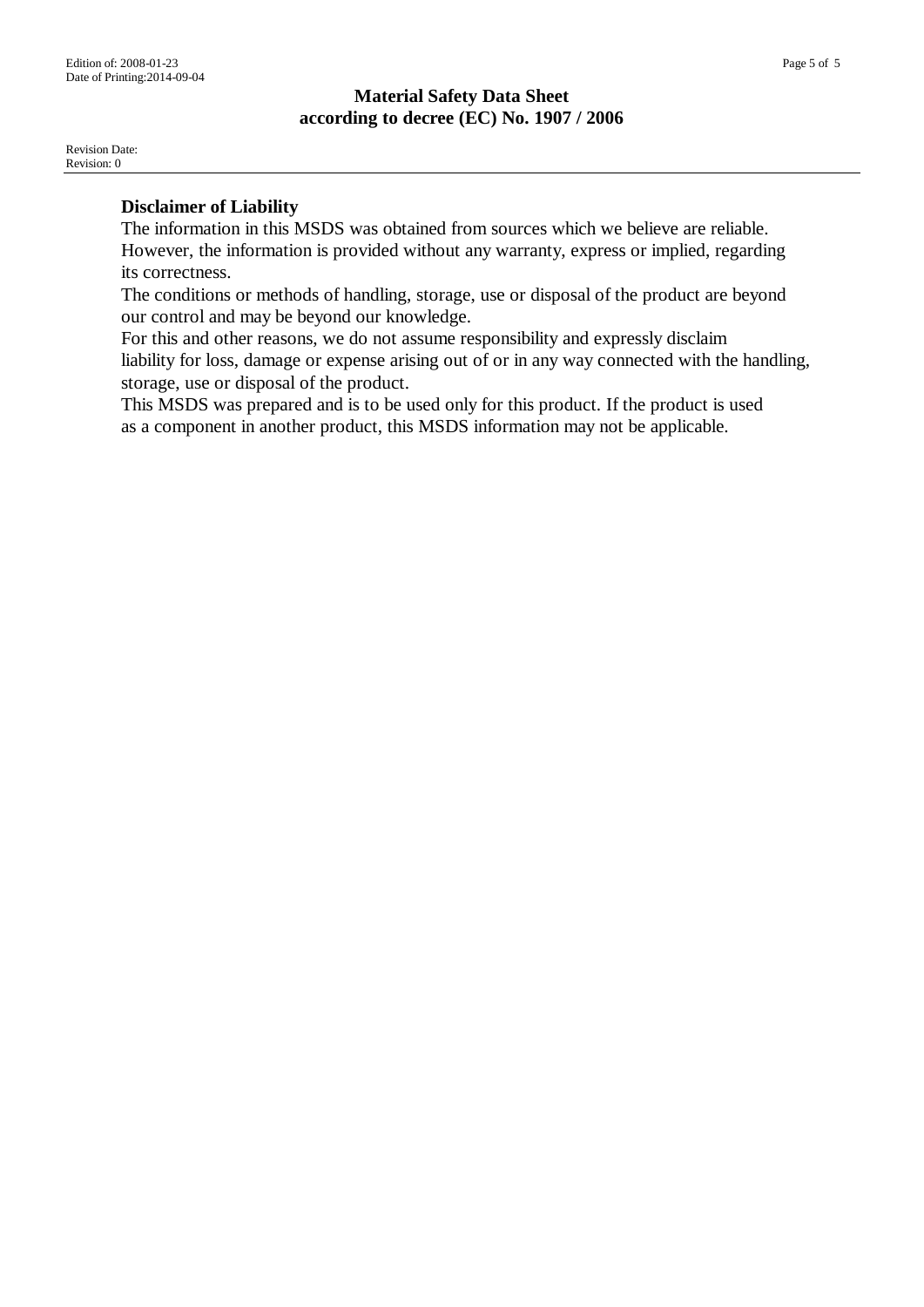**Disclaimer of Liability**

The information in this MSDS was obtained from sources which we believe are reliable. However, the information is provided without any warranty, express or implied, regarding its correctness.

The conditions or methods of handling, storage, use or disposal of the product are beyond our control and may be beyond our knowledge.

For this and other reasons, we do not assume responsibility and expressly disclaim liability for loss, damage or expense arising out of or in any way connected with the handling, storage, use or disposal of the product.

This MSDS was prepared and is to be used only for this product. If the product is used as a component in another product, this MSDS information may not be applicable.